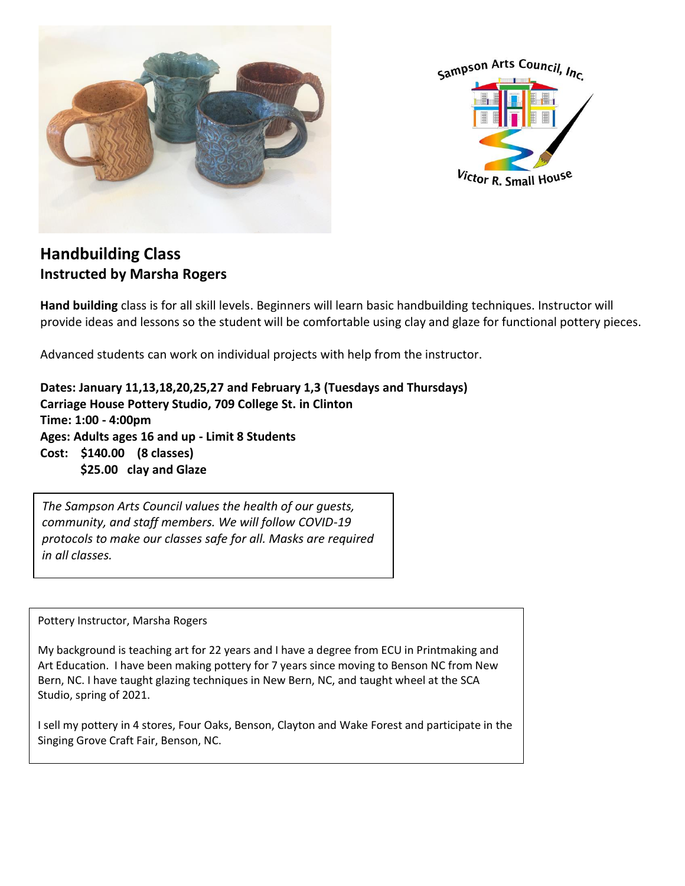Sampson Arts Council, Inc.

Victor R. Small House

## Handbuilding Class
### Instructed by Marsha Rogers

**Hand building** class is for all skill levels. Beginners will learn basic handbuilding techniques. Instructor will provide ideas and lessons so the student will be comfortable using clay and glaze for functional pottery pieces.

Advanced students can work on individual projects with help from the instructor.

**Dates: January 11,13,18,20,25,27 and February 1,3 (Tuesdays and Thursdays)**
**Carriage House Pottery Studio, 709 College St. in Clinton**
**Time: 1:00 - 4:00pm**
**Ages: Adults ages 16 and up - Limit 8 Students**
**Cost: $140.00 (8 classes)**
**$25.00 clay and Glaze**

*The Sampson Arts Council values the health of our guests, community, and staff members. We will follow COVID-19 protocols to make our classes safe for all. Masks are required in all classes.*

Pottery Instructor, Marsha Rogers

My background is teaching art for 22 years and I have a degree from ECU in Printmaking and Art Education. I have been making pottery for 7 years since moving to Benson NC from New Bern, NC. I have taught glazing techniques in New Bern, NC, and taught wheel at the SCA Studio, spring of 2021.

I sell my pottery in 4 stores, Four Oaks, Benson, Clayton and Wake Forest and participate in the Singing Grove Craft Fair, Benson, NC.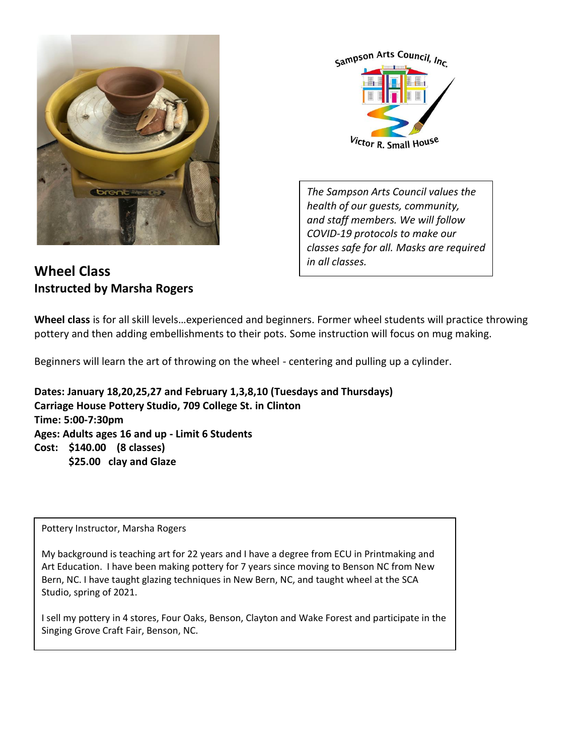Sampson Arts Council, Inc.

Victor R. Small House

*The Sampson Arts Council values the health of our guests, community, and staff members. We will follow COVID-19 protocols to make our classes safe for all. Masks are required in all classes.*

## Wheel Class

**Instructed by Marsha Rogers**

**Wheel class** is for all skill levels…experienced and beginners. Former wheel students will practice throwing pottery and then adding embellishments to their pots. Some instruction will focus on mug making.

Beginners will learn the art of throwing on the wheel - centering and pulling up a cylinder.

**Dates: January 18,20,25,27 and February 1,3,8,10 (Tuesdays and Thursdays)**
**Carriage House Pottery Studio, 709 College St. in Clinton**
**Time: 5:00-7:30pm**
**Ages: Adults ages 16 and up - Limit 6 Students**
**Cost: $140.00 (8 classes)**
**$25.00 clay and Glaze**

Pottery Instructor, Marsha Rogers

My background is teaching art for 22 years and I have a degree from ECU in Printmaking and Art Education. I have been making pottery for 7 years since moving to Benson NC from New Bern, NC. I have taught glazing techniques in New Bern, NC, and taught wheel at the SCA Studio, spring of 2021.

I sell my pottery in 4 stores, Four Oaks, Benson, Clayton and Wake Forest and participate in the Singing Grove Craft Fair, Benson, NC.